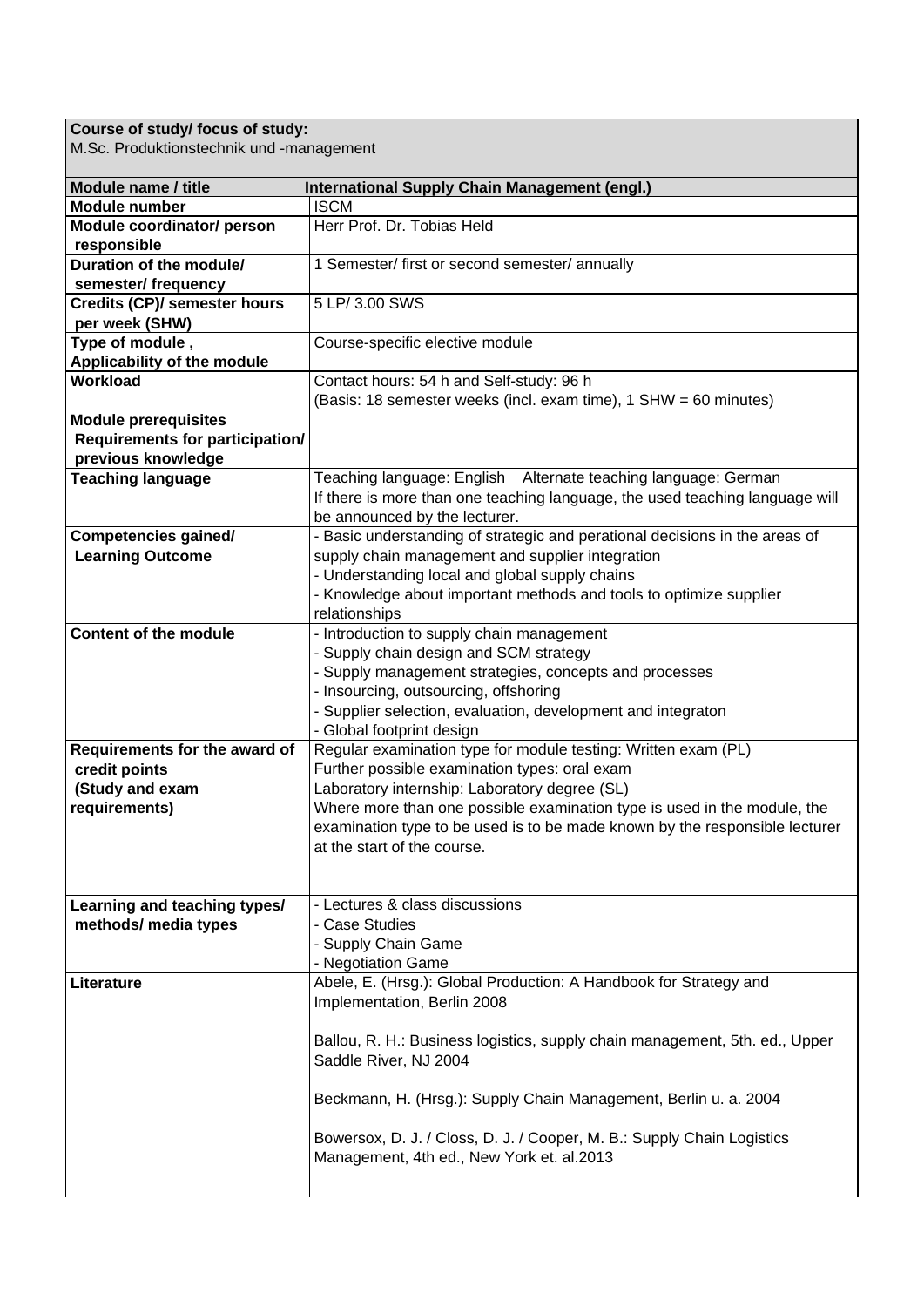| **Course of study/ focus of study:** M.Sc. Produktionstechnik und -management | |
|---|---|
| **Module name / title** | **International Supply Chain Management (engl.)** |
| **Module number** | ISCM |
| **Module coordinator/ person responsible** | Herr Prof. Dr. Tobias Held |
| **Duration of the module/ semester/ frequency** | 1 Semester/ first or second semester/ annually |
| **Credits (CP)/ semester hours per week (SHW)** | 5 LP/ 3.00 SWS |
| **Type of module , Applicability of the module** | Course-specific elective module |
| **Workload** | Contact hours: 54 h and Self-study: 96 h<br>(Basis: 18 semester weeks (incl. exam time), 1 SHW = 60 minutes) |
| **Module prerequisites Requirements for participation/ previous knowledge** | |
| **Teaching language** | Teaching language: English Alternate teaching language: German<br>If there is more than one teaching language, the used teaching language will be announced by the lecturer. |
| **Competencies gained/ Learning Outcome** | - Basic understanding of strategic and perational decisions in the areas of supply chain management and supplier integration<br>- Understanding local and global supply chains<br>- Knowledge about important methods and tools to optimize supplier relationships |
| **Content of the module** | - Introduction to supply chain management<br>- Supply chain design and SCM strategy<br>- Supply management strategies, concepts and processes<br>- Insourcing, outsourcing, offshoring<br>- Supplier selection, evaluation, development and integraton<br>- Global footprint design |
| **Requirements for the award of credit points (Study and exam requirements)** | Regular examination type for module testing: Written exam (PL)<br>Further possible examination types: oral exam<br>Laboratory internship: Laboratory degree (SL)<br>Where more than one possible examination type is used in the module, the examination type to be used is to be made known by the responsible lecturer at the start of the course. |
| **Learning and teaching types/ methods/ media types** | - Lectures & class discussions<br>- Case Studies<br>- Supply Chain Game<br>- Negotiation Game |
| **Literature** | Abele, E. (Hrsg.): Global Production: A Handbook for Strategy and Implementation, Berlin 2008<br><br>Ballou, R. H.: Business logistics, supply chain management, 5th. ed., Upper Saddle River, NJ 2004<br><br>Beckmann, H. (Hrsg.): Supply Chain Management, Berlin u. a. 2004<br><br>Bowersox, D. J. / Closs, D. J. / Cooper, M. B.: Supply Chain Logistics Management, 4th ed., New York et. al.2013 |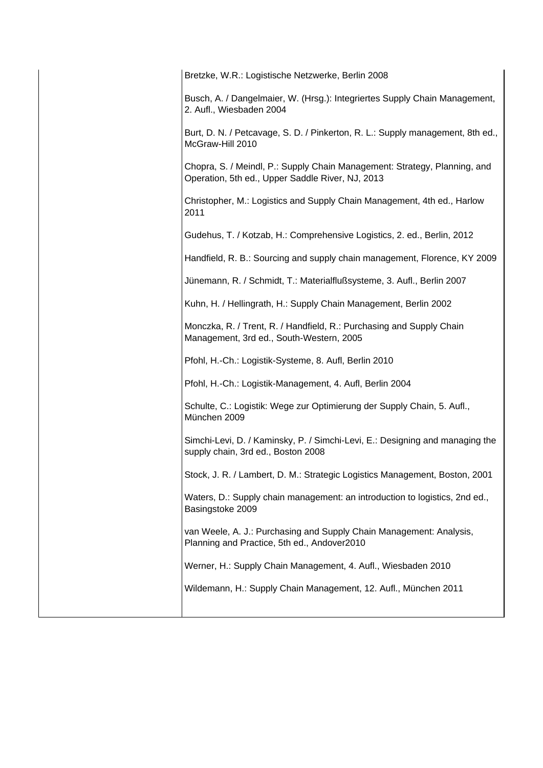| | |
|---|---|
| | Bretzke, W.R.: Logistische Netzwerke, Berlin 2008<br><br>Busch, A. / Dangelmaier, W. (Hrsg.): Integriertes Supply Chain Management, 2. Aufl., Wiesbaden 2004<br><br>Burt, D. N. / Petcavage, S. D. / Pinkerton, R. L.: Supply management, 8th ed., McGraw-Hill 2010<br><br>Chopra, S. / Meindl, P.: Supply Chain Management: Strategy, Planning, and Operation, 5th ed., Upper Saddle River, NJ, 2013<br><br>Christopher, M.: Logistics and Supply Chain Management, 4th ed., Harlow 2011<br><br>Gudehus, T. / Kotzab, H.: Comprehensive Logistics, 2. ed., Berlin, 2012<br><br>Handfield, R. B.: Sourcing and supply chain management, Florence, KY 2009<br><br>Jünemann, R. / Schmidt, T.: Materialflußsysteme, 3. Aufl., Berlin 2007<br><br>Kuhn, H. / Hellingrath, H.: Supply Chain Management, Berlin 2002<br><br>Monczka, R. / Trent, R. / Handfield, R.: Purchasing and Supply Chain Management, 3rd ed., South-Western, 2005<br><br>Pfohl, H.-Ch.: Logistik-Systeme, 8. Aufl, Berlin 2010<br><br>Pfohl, H.-Ch.: Logistik-Management, 4. Aufl, Berlin 2004<br><br>Schulte, C.: Logistik: Wege zur Optimierung der Supply Chain, 5. Aufl., München 2009<br><br>Simchi-Levi, D. / Kaminsky, P. / Simchi-Levi, E.: Designing and managing the supply chain, 3rd ed., Boston 2008<br><br>Stock, J. R. / Lambert, D. M.: Strategic Logistics Management, Boston, 2001<br><br>Waters, D.: Supply chain management: an introduction to logistics, 2nd ed., Basingstoke 2009<br><br>van Weele, A. J.: Purchasing and Supply Chain Management: Analysis, Planning and Practice, 5th ed., Andover2010<br><br>Werner, H.: Supply Chain Management, 4. Aufl., Wiesbaden 2010<br><br>Wildemann, H.: Supply Chain Management, 12. Aufl., München 2011 |